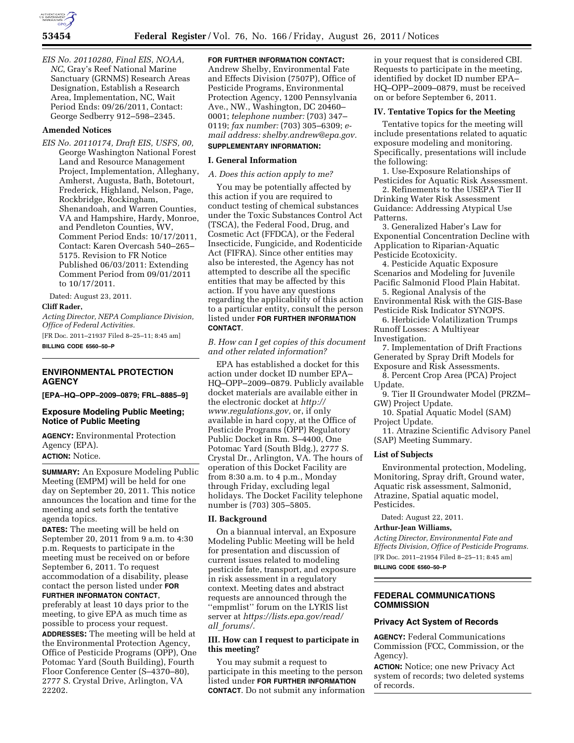*EIS No. 20110280, Final EIS, NOAA, NC,* Gray's Reef National Marine Sanctuary (GRNMS) Research Areas Designation, Establish a Research Area, Implementation, NC, Wait Period Ends: 09/26/2011, Contact: George Sedberry 912–598–2345.

**Amended Notices**

*EIS No. 20110174, Draft EIS, USFS, 00,* George Washington National Forest Land and Resource Management Project, Implementation, Alleghany, Amherst, Augusta, Bath, Botetourt, Frederick, Highland, Nelson, Page, Rockbridge, Rockingham, Shenandoah, and Warren Counties, VA and Hampshire, Hardy, Monroe, and Pendleton Counties, WV, Comment Period Ends: 10/17/2011, Contact: Karen Overcash 540–265–5175. Revision to FR Notice Published 06/03/2011: Extending Comment Period from 09/01/2011 to 10/17/2011.

Dated: August 23, 2011.

**Cliff Rader,**

*Acting Director, NEPA Compliance Division, Office of Federal Activities.*

[FR Doc. 2011–21937 Filed 8–25–11; 8:45 am]

**BILLING CODE 6560–50–P**

## ENVIRONMENTAL PROTECTION AGENCY

**[EPA–HQ–OPP–2009–0879; FRL–8885–9]**

## Exposure Modeling Public Meeting; Notice of Public Meeting

**AGENCY:** Environmental Protection Agency (EPA).

**ACTION:** Notice.

**SUMMARY:** An Exposure Modeling Public Meeting (EMPM) will be held for one day on September 20, 2011. This notice announces the location and time for the meeting and sets forth the tentative agenda topics.

**DATES:** The meeting will be held on September 20, 2011 from 9 a.m. to 4:30 p.m. Requests to participate in the meeting must be received on or before September 6, 2011. To request accommodation of a disability, please contact the person listed under **FOR FURTHER INFORMATON CONTACT**, preferably at least 10 days prior to the meeting, to give EPA as much time as possible to process your request.

**ADDRESSES:** The meeting will be held at the Environmental Protection Agency, Office of Pesticide Programs (OPP), One Potomac Yard (South Building), Fourth Floor Conference Center (S–4370–80), 2777 S. Crystal Drive, Arlington, VA 22202.

**FOR FURTHER INFORMATION CONTACT:** Andrew Shelby, Environmental Fate and Effects Division (7507P), Office of Pesticide Programs, Environmental Protection Agency, 1200 Pennsylvania Ave., NW., Washington, DC 20460–0001; *telephone number:* (703) 347–0119; *fax number:* (703) 305–6309; *e-mail address: shelby.andrew@epa.gov.*

**SUPPLEMENTARY INFORMATION:**

### I. General Information

*A. Does this action apply to me?*

You may be potentially affected by this action if you are required to conduct testing of chemical substances under the Toxic Substances Control Act (TSCA), the Federal Food, Drug, and Cosmetic Act (FFDCA), or the Federal Insecticide, Fungicide, and Rodenticide Act (FIFRA). Since other entities may also be interested, the Agency has not attempted to describe all the specific entities that may be affected by this action. If you have any questions regarding the applicability of this action to a particular entity, consult the person listed under **FOR FURTHER INFORMATION CONTACT**.

*B. How can I get copies of this document and other related information?*

EPA has established a docket for this action under docket ID number EPA–HQ–OPP–2009–0879. Publicly available docket materials are available either in the electronic docket at *http://www.regulations.gov,* or, if only available in hard copy, at the Office of Pesticide Programs (OPP) Regulatory Public Docket in Rm. S–4400, One Potomac Yard (South Bldg.), 2777 S. Crystal Dr., Arlington, VA. The hours of operation of this Docket Facility are from 8:30 a.m. to 4 p.m., Monday through Friday, excluding legal holidays. The Docket Facility telephone number is (703) 305–5805.

### II. Background

On a biannual interval, an Exposure Modeling Public Meeting will be held for presentation and discussion of current issues related to modeling pesticide fate, transport, and exposure in risk assessment in a regulatory context. Meeting dates and abstract requests are announced through the ''empmlist'' forum on the LYRIS list server at *https://lists.epa.gov/read/all_forums/.*

### III. How can I request to participate in this meeting?

You may submit a request to participate in this meeting to the person listed under **FOR FURTHER INFORMATION CONTACT**. Do not submit any information in your request that is considered CBI. Requests to participate in the meeting, identified by docket ID number EPA–HQ–OPP–2009–0879, must be received on or before September 6, 2011.

### IV. Tentative Topics for the Meeting

Tentative topics for the meeting will include presentations related to aquatic exposure modeling and monitoring. Specifically, presentations will include the following:

1. Use-Exposure Relationships of Pesticides for Aquatic Risk Assessment.
2. Refinements to the USEPA Tier II Drinking Water Risk Assessment Guidance: Addressing Atypical Use Patterns.
3. Generalized Haber's Law for Exponential Concentration Decline with Application to Riparian-Aquatic Pesticide Ecotoxicity.
4. Pesticide Aquatic Exposure Scenarios and Modeling for Juvenile Pacific Salmonid Flood Plain Habitat.
5. Regional Analysis of the Environmental Risk with the GIS-Base Pesticide Risk Indicator SYNOPS.
6. Herbicide Volatilization Trumps Runoff Losses: A Multiyear Investigation.
7. Implementation of Drift Fractions Generated by Spray Drift Models for Exposure and Risk Assessments.
8. Percent Crop Area (PCA) Project Update.
9. Tier II Groundwater Model (PRZM–GW) Project Update.
10. Spatial Aquatic Model (SAM) Project Update.
11. Atrazine Scientific Advisory Panel (SAP) Meeting Summary.

**List of Subjects**

Environmental protection, Modeling, Monitoring, Spray drift, Ground water, Aquatic risk assessment, Salmonid, Atrazine, Spatial aquatic model, Pesticides.

Dated: August 22, 2011.

**Arthur-Jean Williams,**

*Acting Director, Environmental Fate and Effects Division, Office of Pesticide Programs.*

[FR Doc. 2011–21954 Filed 8–25–11; 8:45 am]

**BILLING CODE 6560–50–P**

## FEDERAL COMMUNICATIONS COMMISSION

## Privacy Act System of Records

**AGENCY:** Federal Communications Commission (FCC, Commission, or the Agency).

**ACTION:** Notice; one new Privacy Act system of records; two deleted systems of records.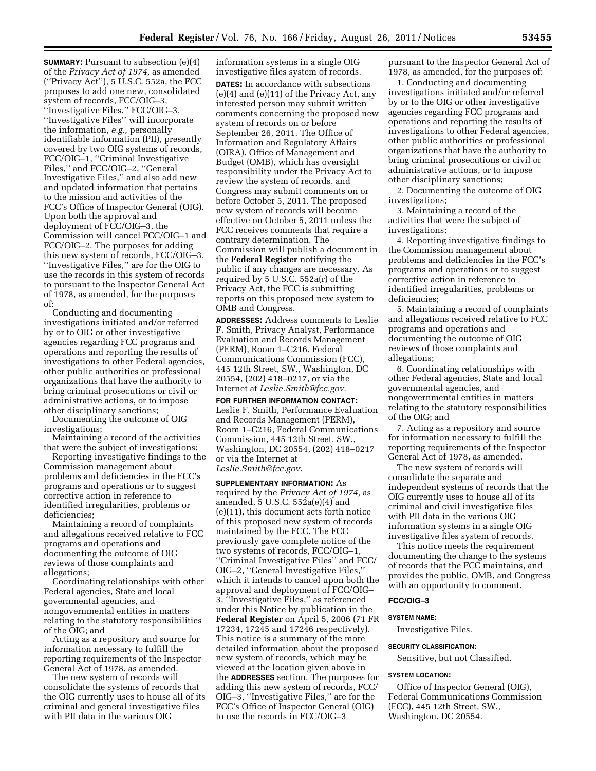**SUMMARY:** Pursuant to subsection (e)(4) of the *Privacy Act of 1974,* as amended (''Privacy Act''), 5 U.S.C. 552a, the FCC proposes to add one new, consolidated system of records, FCC/OIG–3, ''Investigative Files.'' FCC/OIG–3, ''Investigative Files'' will incorporate the information, *e.g.,* personally identifiable information (PII), presently covered by two OIG systems of records, FCC/OIG–1, ''Criminal Investigative Files,'' and FCC/OIG–2, ''General Investigative Files,'' and also add new and updated information that pertains to the mission and activities of the FCC's Office of Inspector General (OIG). Upon both the approval and deployment of FCC/OIG–3, the Commission will cancel FCC/OIG–1 and FCC/OIG–2. The purposes for adding this new system of records, FCC/OIG–3, ''Investigative Files,'' are for the OIG to use the records in this system of records to pursuant to the Inspector General Act of 1978, as amended, for the purposes of:

Conducting and documenting investigations initiated and/or referred by or to OIG or other investigative agencies regarding FCC programs and operations and reporting the results of investigations to other Federal agencies, other public authorities or professional organizations that have the authority to bring criminal prosecutions or civil or administrative actions, or to impose other disciplinary sanctions;

Documenting the outcome of OIG investigations;

Maintaining a record of the activities that were the subject of investigations;

Reporting investigative findings to the Commission management about problems and deficiencies in the FCC's programs and operations or to suggest corrective action in reference to identified irregularities, problems or deficiencies;

Maintaining a record of complaints and allegations received relative to FCC programs and operations and documenting the outcome of OIG reviews of those complaints and allegations;

Coordinating relationships with other Federal agencies, State and local governmental agencies, and nongovernmental entities in matters relating to the statutory responsibilities of the OIG; and

Acting as a repository and source for information necessary to fulfill the reporting requirements of the Inspector General Act of 1978, as amended.

The new system of records will consolidate the systems of records that the OIG currently uses to house all of its criminal and general investigative files with PII data in the various OIG information systems in a single OIG investigative files system of records.

**DATES:** In accordance with subsections (e)(4) and (e)(11) of the Privacy Act, any interested person may submit written comments concerning the proposed new system of records on or before September 26, 2011. The Office of Information and Regulatory Affairs (OIRA), Office of Management and Budget (OMB), which has oversight responsibility under the Privacy Act to review the system of records, and Congress may submit comments on or before October 5, 2011. The proposed new system of records will become effective on October 5, 2011 unless the FCC receives comments that require a contrary determination. The Commission will publish a document in the **Federal Register** notifying the public if any changes are necessary. As required by 5 U.S.C. 552a(r) of the Privacy Act, the FCC is submitting reports on this proposed new system to OMB and Congress.

**ADDRESSES:** Address comments to Leslie F. Smith, Privacy Analyst, Performance Evaluation and Records Management (PERM), Room 1–C216, Federal Communications Commission (FCC), 445 12th Street, SW., Washington, DC 20554, (202) 418–0217, or via the Internet at *Leslie.Smith@fcc.gov.*

**FOR FURTHER INFORMATION CONTACT:** Leslie F. Smith, Performance Evaluation and Records Management (PERM), Room 1–C216, Federal Communications Commission, 445 12th Street, SW., Washington, DC 20554, (202) 418–0217 or via the Internet at *Leslie.Smith@fcc.gov.*

**SUPPLEMENTARY INFORMATION:** As required by the *Privacy Act of 1974,* as amended, 5 U.S.C. 552a(e)(4) and (e)(11), this document sets forth notice of this proposed new system of records maintained by the FCC. The FCC previously gave complete notice of the two systems of records, FCC/OIG–1, ''Criminal Investigative Files'' and FCC/OIG–2, ''General Investigative Files,'' which it intends to cancel upon both the approval and deployment of FCC/OIG–3, ''Investigative Files,'' as referenced under this Notice by publication in the **Federal Register** on April 5, 2006 (71 FR 17234, 17245 and 17246 respectively). This notice is a summary of the more detailed information about the proposed new system of records, which may be viewed at the location given above in the **ADDRESSES** section. The purposes for adding this new system of records, FCC/OIG–3, ''Investigative Files,'' are for the FCC's Office of Inspector General (OIG) to use the records in FCC/OIG–3 pursuant to the Inspector General Act of 1978, as amended, for the purposes of:

1. Conducting and documenting investigations initiated and/or referred by or to the OIG or other investigative agencies regarding FCC programs and operations and reporting the results of investigations to other Federal agencies, other public authorities or professional organizations that have the authority to bring criminal prosecutions or civil or administrative actions, or to impose other disciplinary sanctions;
2. Documenting the outcome of OIG investigations;
3. Maintaining a record of the activities that were the subject of investigations;
4. Reporting investigative findings to the Commission management about problems and deficiencies in the FCC's programs and operations or to suggest corrective action in reference to identified irregularities, problems or deficiencies;
5. Maintaining a record of complaints and allegations received relative to FCC programs and operations and documenting the outcome of OIG reviews of those complaints and allegations;
6. Coordinating relationships with other Federal agencies, State and local governmental agencies, and nongovernmental entities in matters relating to the statutory responsibilities of the OIG; and
7. Acting as a repository and source for information necessary to fulfill the reporting requirements of the Inspector General Act of 1978, as amended.

The new system of records will consolidate the separate and independent systems of records that the OIG currently uses to house all of its criminal and civil investigative files with PII data in the various OIG information systems in a single OIG investigative files system of records.

This notice meets the requirement documenting the change to the systems of records that the FCC maintains, and provides the public, OMB, and Congress with an opportunity to comment.

### FCC/OIG–3

#### SYSTEM NAME:

Investigative Files.

#### SECURITY CLASSIFICATION:

Sensitive, but not Classified.

#### SYSTEM LOCATION:

Office of Inspector General (OIG), Federal Communications Commission (FCC), 445 12th Street, SW., Washington, DC 20554.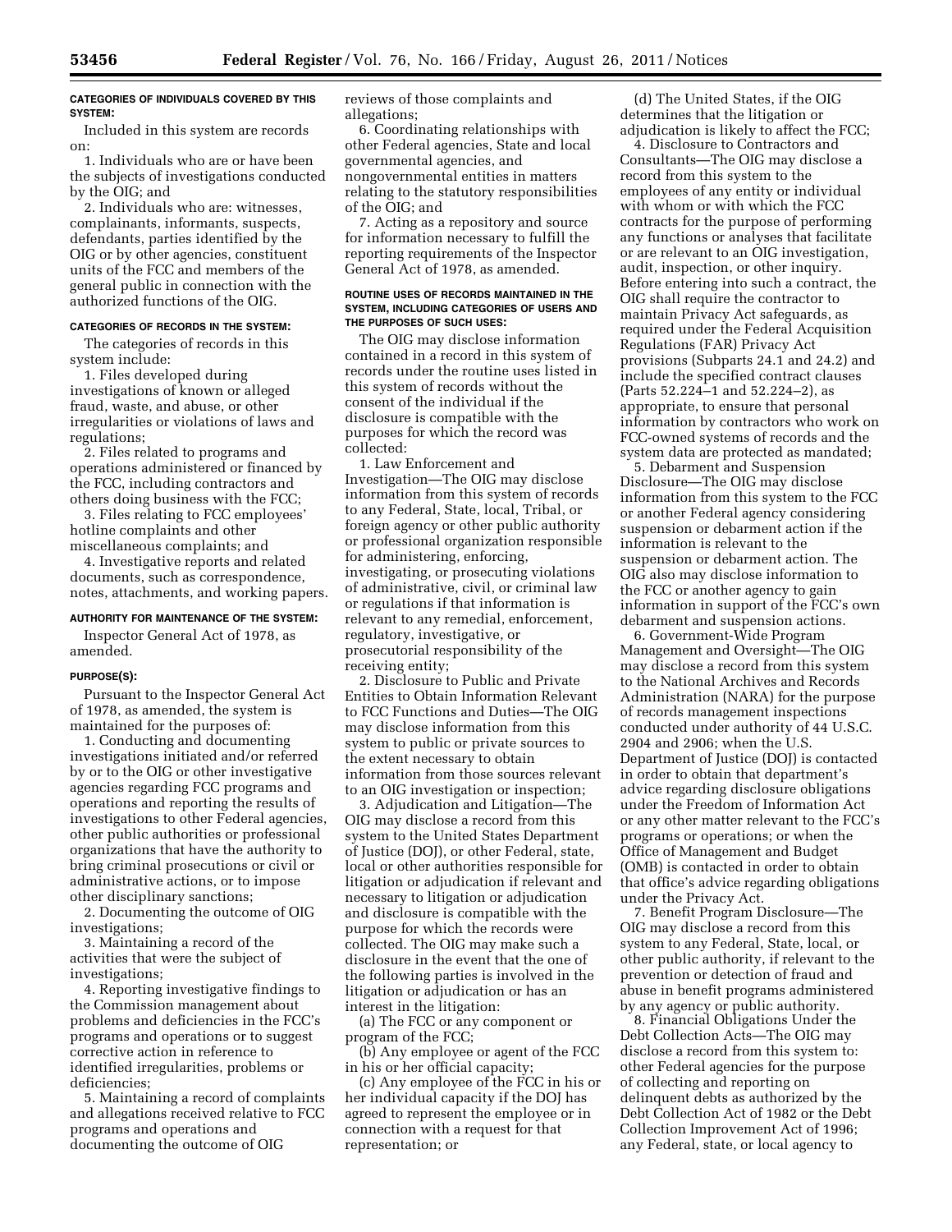#### CATEGORIES OF INDIVIDUALS COVERED BY THIS SYSTEM:

Included in this system are records on:

1. Individuals who are or have been the subjects of investigations conducted by the OIG; and

2. Individuals who are: witnesses, complainants, informants, suspects, defendants, parties identified by the OIG or by other agencies, constituent units of the FCC and members of the general public in connection with the authorized functions of the OIG.

#### CATEGORIES OF RECORDS IN THE SYSTEM:

The categories of records in this system include:

1. Files developed during investigations of known or alleged fraud, waste, and abuse, or other irregularities or violations of laws and regulations;

2. Files related to programs and operations administered or financed by the FCC, including contractors and others doing business with the FCC;

3. Files relating to FCC employees' hotline complaints and other miscellaneous complaints; and

4. Investigative reports and related documents, such as correspondence, notes, attachments, and working papers.

#### AUTHORITY FOR MAINTENANCE OF THE SYSTEM:

Inspector General Act of 1978, as amended.

#### PURPOSE(S):

Pursuant to the Inspector General Act of 1978, as amended, the system is maintained for the purposes of:

1. Conducting and documenting investigations initiated and/or referred by or to the OIG or other investigative agencies regarding FCC programs and operations and reporting the results of investigations to other Federal agencies, other public authorities or professional organizations that have the authority to bring criminal prosecutions or civil or administrative actions, or to impose other disciplinary sanctions;

2. Documenting the outcome of OIG investigations;

3. Maintaining a record of the activities that were the subject of investigations;

4. Reporting investigative findings to the Commission management about problems and deficiencies in the FCC's programs and operations or to suggest corrective action in reference to identified irregularities, problems or deficiencies;

5. Maintaining a record of complaints and allegations received relative to FCC programs and operations and documenting the outcome of OIG reviews of those complaints and allegations;

6. Coordinating relationships with other Federal agencies, State and local governmental agencies, and nongovernmental entities in matters relating to the statutory responsibilities of the OIG; and

7. Acting as a repository and source for information necessary to fulfill the reporting requirements of the Inspector General Act of 1978, as amended.

#### ROUTINE USES OF RECORDS MAINTAINED IN THE SYSTEM, INCLUDING CATEGORIES OF USERS AND THE PURPOSES OF SUCH USES:

The OIG may disclose information contained in a record in this system of records under the routine uses listed in this system of records without the consent of the individual if the disclosure is compatible with the purposes for which the record was collected:

1. Law Enforcement and Investigation—The OIG may disclose information from this system of records to any Federal, State, local, Tribal, or foreign agency or other public authority or professional organization responsible for administering, enforcing, investigating, or prosecuting violations of administrative, civil, or criminal law or regulations if that information is relevant to any remedial, enforcement, regulatory, investigative, or prosecutorial responsibility of the receiving entity;

2. Disclosure to Public and Private Entities to Obtain Information Relevant to FCC Functions and Duties—The OIG may disclose information from this system to public or private sources to the extent necessary to obtain information from those sources relevant to an OIG investigation or inspection;

3. Adjudication and Litigation—The OIG may disclose a record from this system to the United States Department of Justice (DOJ), or other Federal, state, local or other authorities responsible for litigation or adjudication if relevant and necessary to litigation or adjudication and disclosure is compatible with the purpose for which the records were collected. The OIG may make such a disclosure in the event that the one of the following parties is involved in the litigation or adjudication or has an interest in the litigation:

(a) The FCC or any component or program of the FCC;

(b) Any employee or agent of the FCC in his or her official capacity;

(c) Any employee of the FCC in his or her individual capacity if the DOJ has agreed to represent the employee or in connection with a request for that representation; or

(d) The United States, if the OIG determines that the litigation or adjudication is likely to affect the FCC;

4. Disclosure to Contractors and Consultants—The OIG may disclose a record from this system to the employees of any entity or individual with whom or with which the FCC contracts for the purpose of performing any functions or analyses that facilitate or are relevant to an OIG investigation, audit, inspection, or other inquiry. Before entering into such a contract, the OIG shall require the contractor to maintain Privacy Act safeguards, as required under the Federal Acquisition Regulations (FAR) Privacy Act provisions (Subparts 24.1 and 24.2) and include the specified contract clauses (Parts 52.224–1 and 52.224–2), as appropriate, to ensure that personal information by contractors who work on FCC-owned systems of records and the system data are protected as mandated;

5. Debarment and Suspension Disclosure—The OIG may disclose information from this system to the FCC or another Federal agency considering suspension or debarment action if the information is relevant to the suspension or debarment action. The OIG also may disclose information to the FCC or another agency to gain information in support of the FCC's own debarment and suspension actions.

6. Government-Wide Program Management and Oversight—The OIG may disclose a record from this system to the National Archives and Records Administration (NARA) for the purpose of records management inspections conducted under authority of 44 U.S.C. 2904 and 2906; when the U.S. Department of Justice (DOJ) is contacted in order to obtain that department's advice regarding disclosure obligations under the Freedom of Information Act or any other matter relevant to the FCC's programs or operations; or when the Office of Management and Budget (OMB) is contacted in order to obtain that office's advice regarding obligations under the Privacy Act.

7. Benefit Program Disclosure—The OIG may disclose a record from this system to any Federal, State, local, or other public authority, if relevant to the prevention or detection of fraud and abuse in benefit programs administered by any agency or public authority.

8. Financial Obligations Under the Debt Collection Acts—The OIG may disclose a record from this system to: other Federal agencies for the purpose of collecting and reporting on delinquent debts as authorized by the Debt Collection Act of 1982 or the Debt Collection Improvement Act of 1996; any Federal, state, or local agency to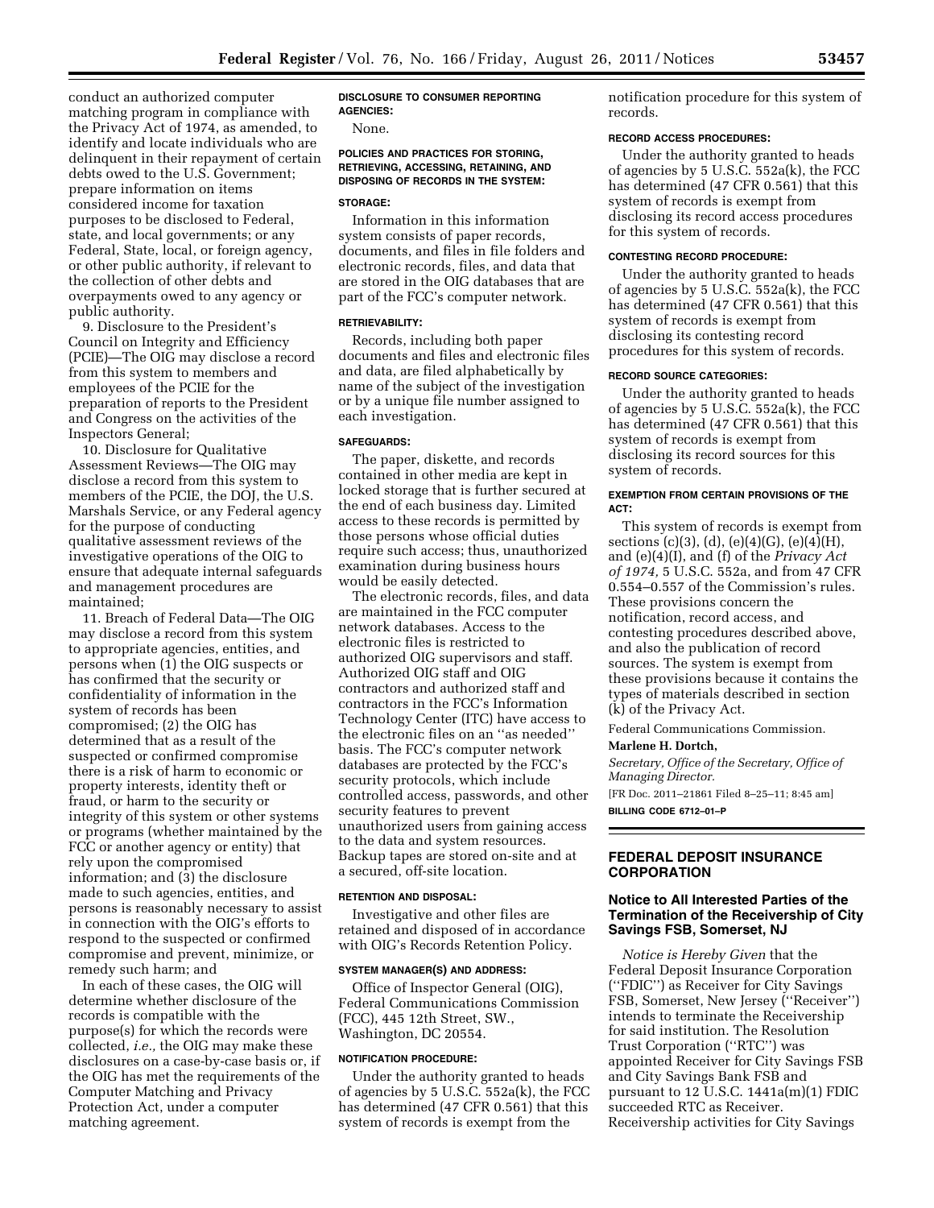conduct an authorized computer matching program in compliance with the Privacy Act of 1974, as amended, to identify and locate individuals who are delinquent in their repayment of certain debts owed to the U.S. Government; prepare information on items considered income for taxation purposes to be disclosed to Federal, state, and local governments; or any Federal, State, local, or foreign agency, or other public authority, if relevant to the collection of other debts and overpayments owed to any agency or public authority.

9. Disclosure to the President's Council on Integrity and Efficiency (PCIE)—The OIG may disclose a record from this system to members and employees of the PCIE for the preparation of reports to the President and Congress on the activities of the Inspectors General;

10. Disclosure for Qualitative Assessment Reviews—The OIG may disclose a record from this system to members of the PCIE, the DOJ, the U.S. Marshals Service, or any Federal agency for the purpose of conducting qualitative assessment reviews of the investigative operations of the OIG to ensure that adequate internal safeguards and management procedures are maintained;

11. Breach of Federal Data—The OIG may disclose a record from this system to appropriate agencies, entities, and persons when (1) the OIG suspects or has confirmed that the security or confidentiality of information in the system of records has been compromised; (2) the OIG has determined that as a result of the suspected or confirmed compromise there is a risk of harm to economic or property interests, identity theft or fraud, or harm to the security or integrity of this system or other systems or programs (whether maintained by the FCC or another agency or entity) that rely upon the compromised information; and (3) the disclosure made to such agencies, entities, and persons is reasonably necessary to assist in connection with the OIG's efforts to respond to the suspected or confirmed compromise and prevent, minimize, or remedy such harm; and

In each of these cases, the OIG will determine whether disclosure of the records is compatible with the purpose(s) for which the records were collected, *i.e.,* the OIG may make these disclosures on a case-by-case basis or, if the OIG has met the requirements of the Computer Matching and Privacy Protection Act, under a computer matching agreement.

**DISCLOSURE TO CONSUMER REPORTING AGENCIES:**

None.

**POLICIES AND PRACTICES FOR STORING, RETRIEVING, ACCESSING, RETAINING, AND DISPOSING OF RECORDS IN THE SYSTEM:**

**STORAGE:**

Information in this information system consists of paper records, documents, and files in file folders and electronic records, files, and data that are stored in the OIG databases that are part of the FCC's computer network.

**RETRIEVABILITY:**

Records, including both paper documents and files and electronic files and data, are filed alphabetically by name of the subject of the investigation or by a unique file number assigned to each investigation.

**SAFEGUARDS:**

The paper, diskette, and records contained in other media are kept in locked storage that is further secured at the end of each business day. Limited access to these records is permitted by those persons whose official duties require such access; thus, unauthorized examination during business hours would be easily detected.

The electronic records, files, and data are maintained in the FCC computer network databases. Access to the electronic files is restricted to authorized OIG supervisors and staff. Authorized OIG staff and OIG contractors and authorized staff and contractors in the FCC's Information Technology Center (ITC) have access to the electronic files on an ''as needed'' basis. The FCC's computer network databases are protected by the FCC's security protocols, which include controlled access, passwords, and other security features to prevent unauthorized users from gaining access to the data and system resources. Backup tapes are stored on-site and at a secured, off-site location.

**RETENTION AND DISPOSAL:**

Investigative and other files are retained and disposed of in accordance with OIG's Records Retention Policy.

**SYSTEM MANAGER(S) AND ADDRESS:**

Office of Inspector General (OIG), Federal Communications Commission (FCC), 445 12th Street, SW., Washington, DC 20554.

**NOTIFICATION PROCEDURE:**

Under the authority granted to heads of agencies by 5 U.S.C. 552a(k), the FCC has determined (47 CFR 0.561) that this system of records is exempt from the notification procedure for this system of records.

**RECORD ACCESS PROCEDURES:**

Under the authority granted to heads of agencies by 5 U.S.C. 552a(k), the FCC has determined (47 CFR 0.561) that this system of records is exempt from disclosing its record access procedures for this system of records.

**CONTESTING RECORD PROCEDURE:**

Under the authority granted to heads of agencies by 5 U.S.C. 552a(k), the FCC has determined (47 CFR 0.561) that this system of records is exempt from disclosing its contesting record procedures for this system of records.

**RECORD SOURCE CATEGORIES:**

Under the authority granted to heads of agencies by 5 U.S.C. 552a(k), the FCC has determined (47 CFR 0.561) that this system of records is exempt from disclosing its record sources for this system of records.

**EXEMPTION FROM CERTAIN PROVISIONS OF THE ACT:**

This system of records is exempt from sections (c)(3), (d), (e)(4)(G), (e)(4)(H), and (e)(4)(I), and (f) of the *Privacy Act of 1974,* 5 U.S.C. 552a, and from 47 CFR 0.554–0.557 of the Commission's rules. These provisions concern the notification, record access, and contesting procedures described above, and also the publication of record sources. The system is exempt from these provisions because it contains the types of materials described in section (k) of the Privacy Act.

Federal Communications Commission.

**Marlene H. Dortch,**

*Secretary, Office of the Secretary, Office of Managing Director.*

[FR Doc. 2011–21861 Filed 8–25–11; 8:45 am]

**BILLING CODE 6712–01–P**

## FEDERAL DEPOSIT INSURANCE CORPORATION

### Notice to All Interested Parties of the Termination of the Receivership of City Savings FSB, Somerset, NJ

*Notice is Hereby Given* that the Federal Deposit Insurance Corporation (''FDIC'') as Receiver for City Savings FSB, Somerset, New Jersey (''Receiver'') intends to terminate the Receivership for said institution. The Resolution Trust Corporation (''RTC'') was appointed Receiver for City Savings FSB and City Savings Bank FSB and pursuant to 12 U.S.C. 1441a(m)(1) FDIC succeeded RTC as Receiver. Receivership activities for City Savings